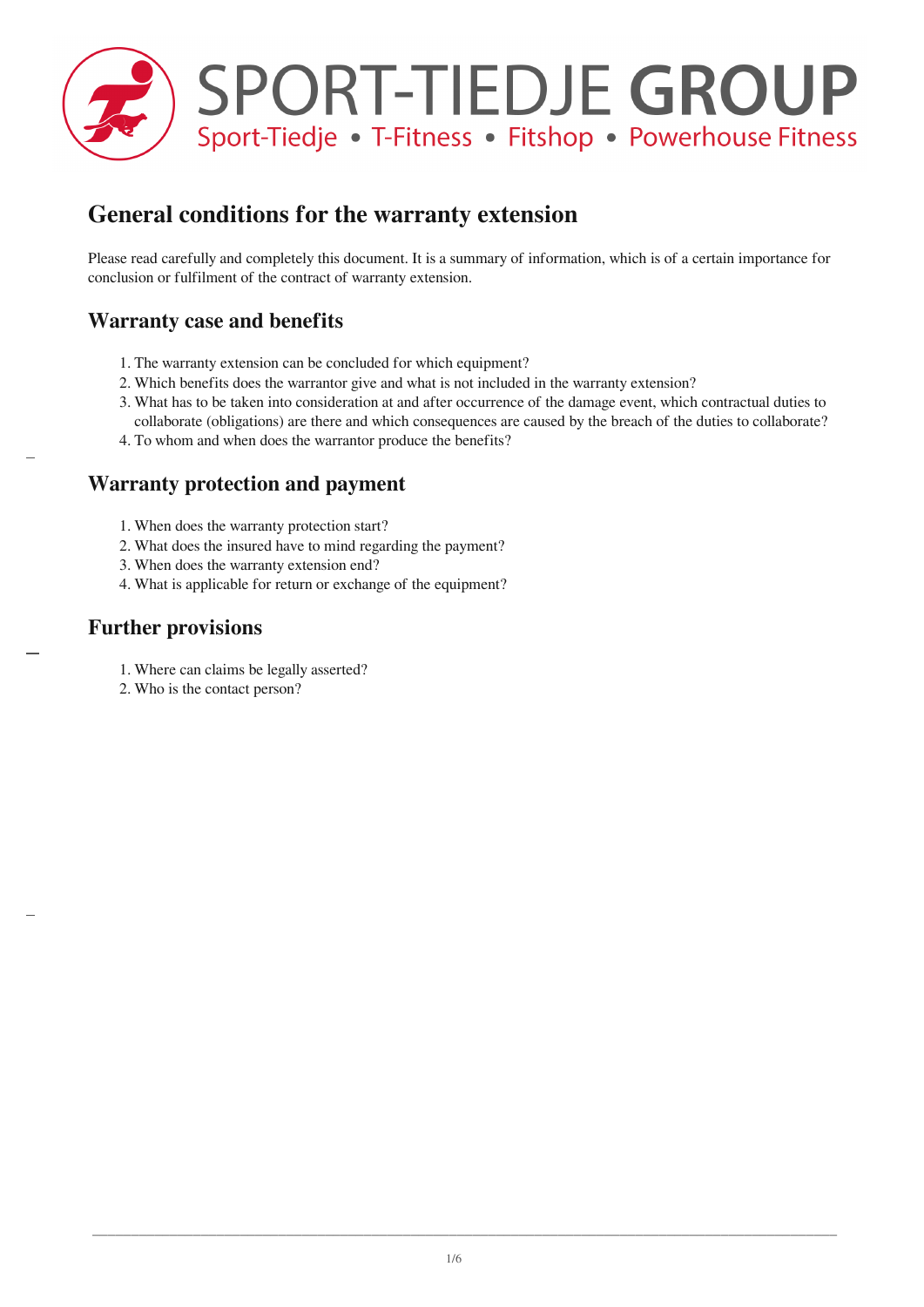SPORT-TIEDJE **GROUP**

Sport-Tiedje • T-Fitness • Fitshop • Powerhouse Fitness

# General conditions for the warranty extension

Please read carefully and completely this document. It is a summary of information, which is of a certain importance for conclusion or fulfilment of the contract of warranty extension.

## Warranty case and benefits

1. The warranty extension can be concluded for which equipment?
2. Which benefits does the warrantor give and what is not included in the warranty extension?
3. What has to be taken into consideration at and after occurrence of the damage event, which contractual duties to collaborate (obligations) are there and which consequences are caused by the breach of the duties to collaborate?
4. To whom and when does the warrantor produce the benefits?

## Warranty protection and payment

1. When does the warranty protection start?
2. What does the insured have to mind regarding the payment?
3. When does the warranty extension end?
4. What is applicable for return or exchange of the equipment?

## Further provisions

1. Where can claims be legally asserted?
2. Who is the contact person?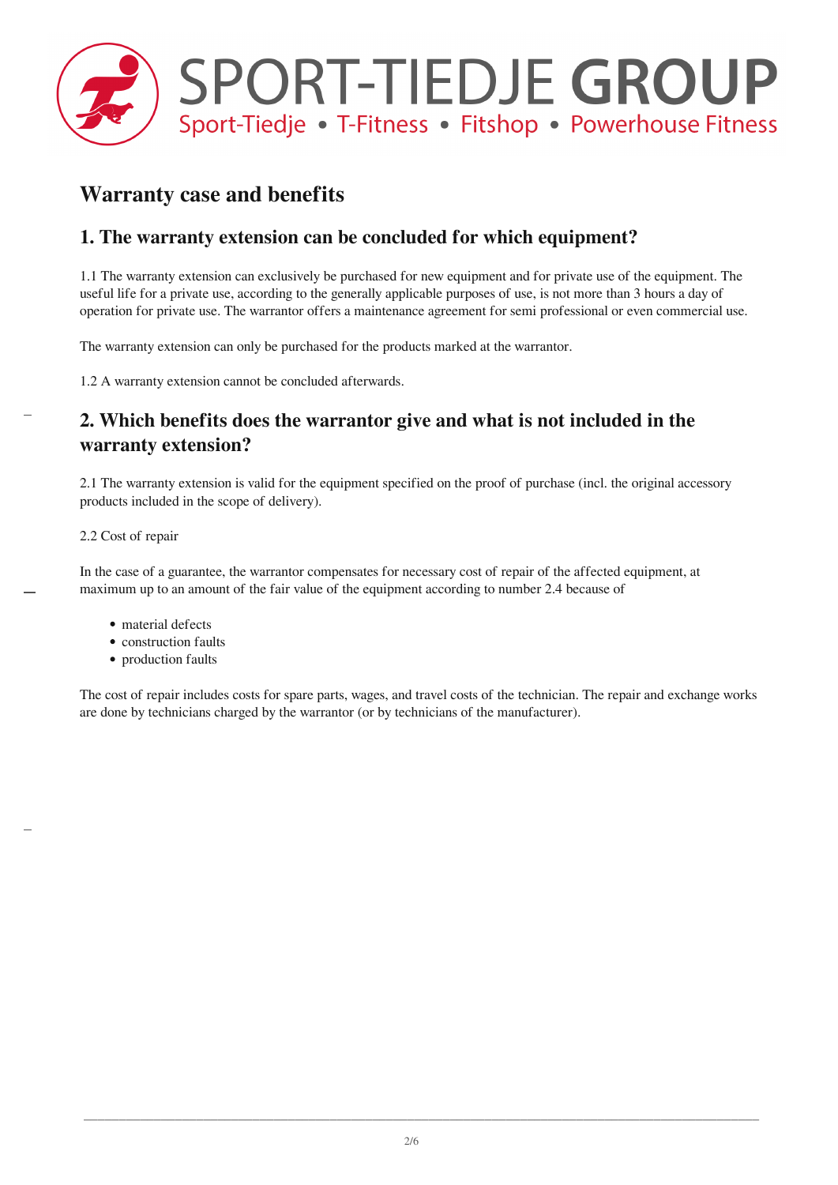# Warranty case and benefits

## 1. The warranty extension can be concluded for which equipment?

1.1 The warranty extension can exclusively be purchased for new equipment and for private use of the equipment. The useful life for a private use, according to the generally applicable purposes of use, is not more than 3 hours a day of operation for private use. The warrantor offers a maintenance agreement for semi professional or even commercial use.

The warranty extension can only be purchased for the products marked at the warrantor.

1.2 A warranty extension cannot be concluded afterwards.

## 2. Which benefits does the warrantor give and what is not included in the warranty extension?

2.1 The warranty extension is valid for the equipment specified on the proof of purchase (incl. the original accessory products included in the scope of delivery).

2.2 Cost of repair

In the case of a guarantee, the warrantor compensates for necessary cost of repair of the affected equipment, at maximum up to an amount of the fair value of the equipment according to number 2.4 because of

- material defects
- construction faults
- production faults

The cost of repair includes costs for spare parts, wages, and travel costs of the technician. The repair and exchange works are done by technicians charged by the warrantor (or by technicians of the manufacturer).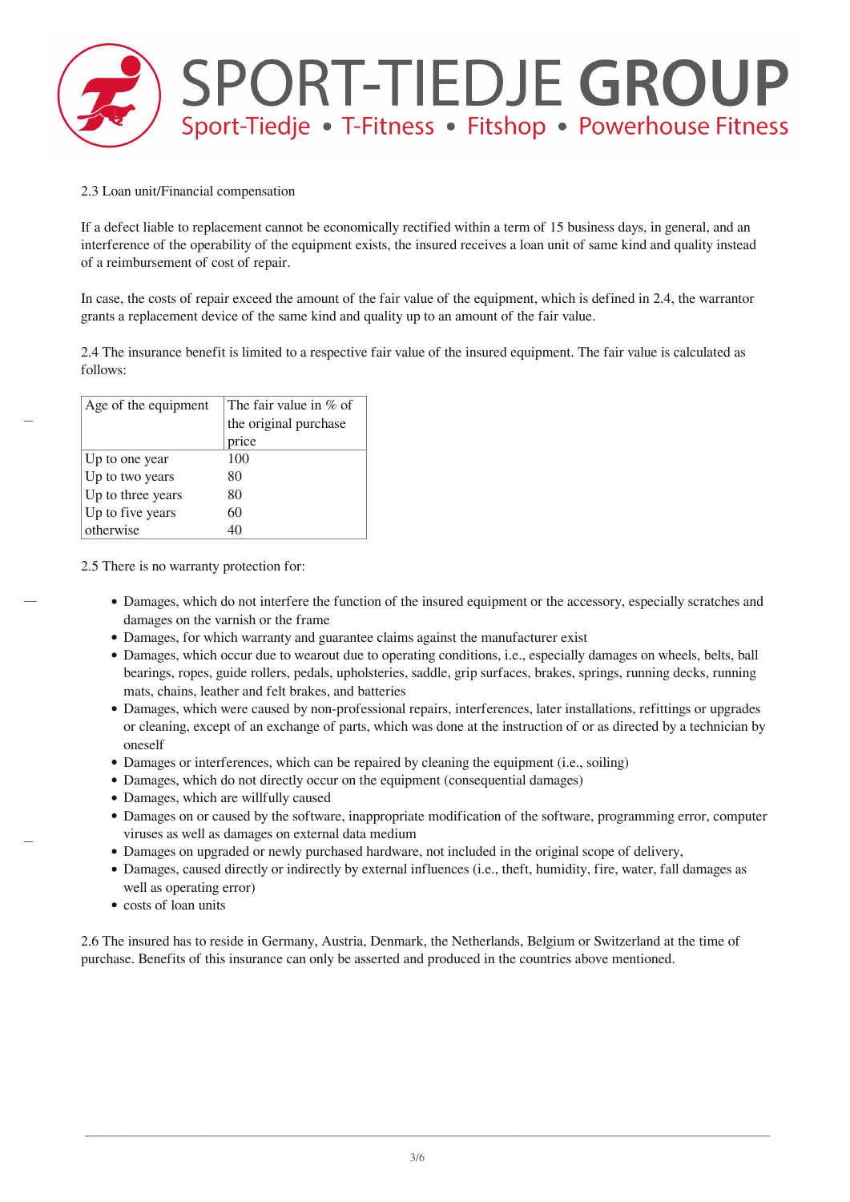2.3 Loan unit/Financial compensation

If a defect liable to replacement cannot be economically rectified within a term of 15 business days, in general, and an interference of the operability of the equipment exists, the insured receives a loan unit of same kind and quality instead of a reimbursement of cost of repair.

In case, the costs of repair exceed the amount of the fair value of the equipment, which is defined in 2.4, the warrantor grants a replacement device of the same kind and quality up to an amount of the fair value.

2.4 The insurance benefit is limited to a respective fair value of the insured equipment. The fair value is calculated as follows:

| Age of the equipment | The fair value in % of the original purchase price |
|---|---|
| Up to one year | 100 |
| Up to two years | 80 |
| Up to three years | 80 |
| Up to five years | 60 |
| otherwise | 40 |

2.5 There is no warranty protection for:

- Damages, which do not interfere the function of the insured equipment or the accessory, especially scratches and damages on the varnish or the frame
- Damages, for which warranty and guarantee claims against the manufacturer exist
- Damages, which occur due to wearout due to operating conditions, i.e., especially damages on wheels, belts, ball bearings, ropes, guide rollers, pedals, upholsteries, saddle, grip surfaces, brakes, springs, running decks, running mats, chains, leather and felt brakes, and batteries
- Damages, which were caused by non-professional repairs, interferences, later installations, refittings or upgrades or cleaning, except of an exchange of parts, which was done at the instruction of or as directed by a technician by oneself
- Damages or interferences, which can be repaired by cleaning the equipment (i.e., soiling)
- Damages, which do not directly occur on the equipment (consequential damages)
- Damages, which are willfully caused
- Damages on or caused by the software, inappropriate modification of the software, programming error, computer viruses as well as damages on external data medium
- Damages on upgraded or newly purchased hardware, not included in the original scope of delivery,
- Damages, caused directly or indirectly by external influences (i.e., theft, humidity, fire, water, fall damages as well as operating error)
- costs of loan units

2.6 The insured has to reside in Germany, Austria, Denmark, the Netherlands, Belgium or Switzerland at the time of purchase. Benefits of this insurance can only be asserted and produced in the countries above mentioned.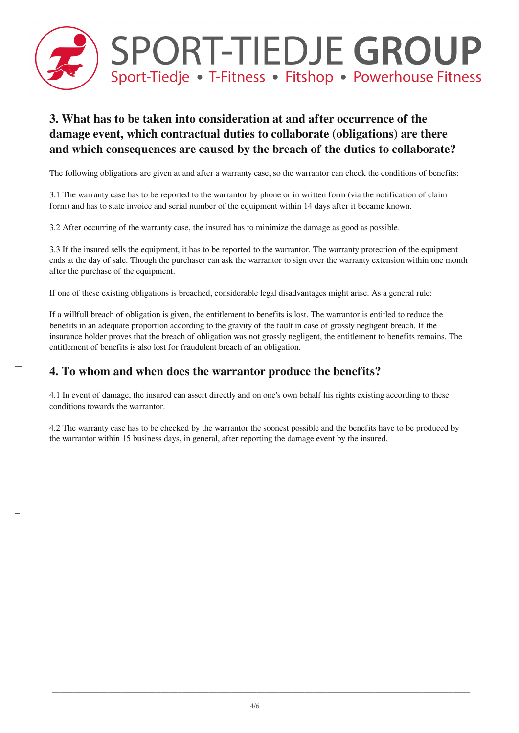## 3. What has to be taken into consideration at and after occurrence of the damage event, which contractual duties to collaborate (obligations) are there and which consequences are caused by the breach of the duties to collaborate?

The following obligations are given at and after a warranty case, so the warrantor can check the conditions of benefits:

3.1 The warranty case has to be reported to the warrantor by phone or in written form (via the notification of claim form) and has to state invoice and serial number of the equipment within 14 days after it became known.

3.2 After occurring of the warranty case, the insured has to minimize the damage as good as possible.

3.3 If the insured sells the equipment, it has to be reported to the warrantor. The warranty protection of the equipment ends at the day of sale. Though the purchaser can ask the warrantor to sign over the warranty extension within one month after the purchase of the equipment.

If one of these existing obligations is breached, considerable legal disadvantages might arise. As a general rule:

If a willfull breach of obligation is given, the entitlement to benefits is lost. The warrantor is entitled to reduce the benefits in an adequate proportion according to the gravity of the fault in case of grossly negligent breach. If the insurance holder proves that the breach of obligation was not grossly negligent, the entitlement to benefits remains. The entitlement of benefits is also lost for fraudulent breach of an obligation.

## 4. To whom and when does the warrantor produce the benefits?

4.1 In event of damage, the insured can assert directly and on one's own behalf his rights existing according to these conditions towards the warrantor.

4.2 The warranty case has to be checked by the warrantor the soonest possible and the benefits have to be produced by the warrantor within 15 business days, in general, after reporting the damage event by the insured.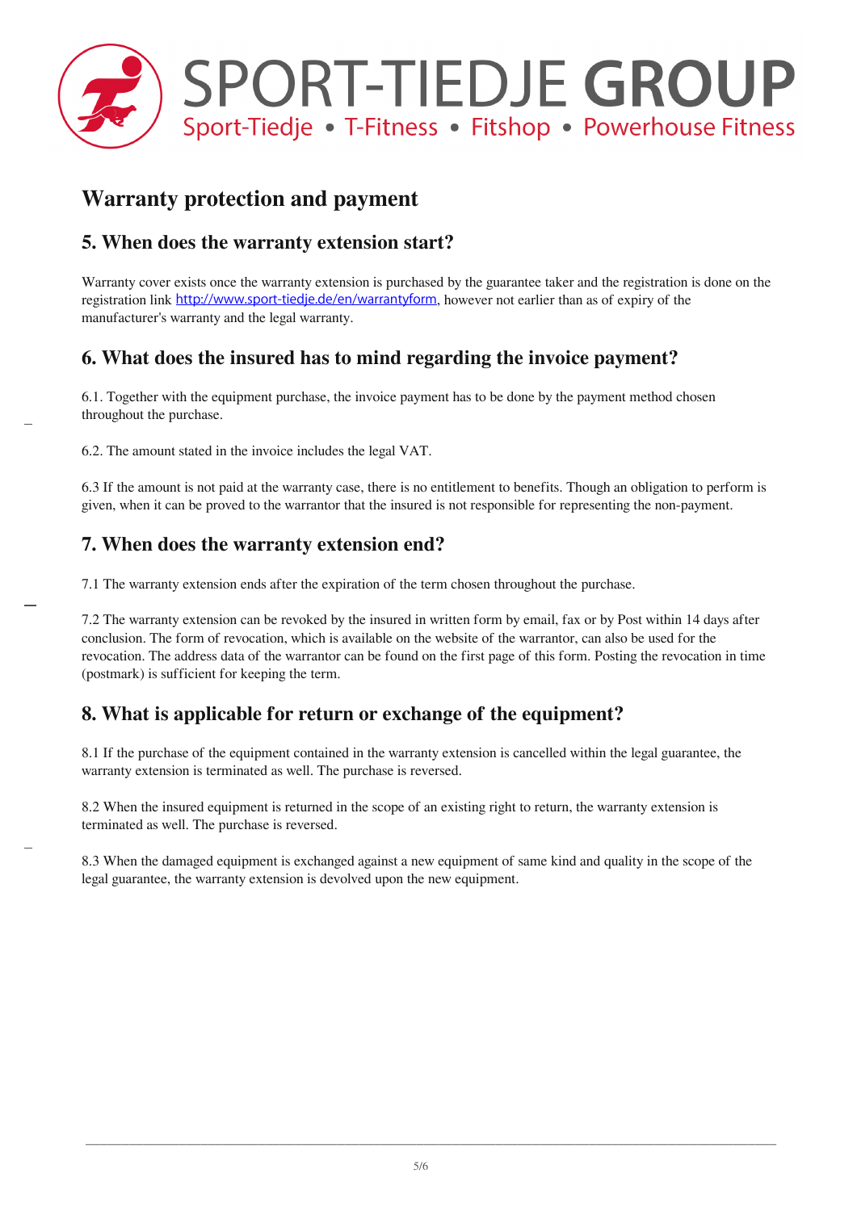## Warranty protection and payment

### 5. When does the warranty extension start?

Warranty cover exists once the warranty extension is purchased by the guarantee taker and the registration is done on the registration link http://www.sport-tiedje.de/en/warrantyform, however not earlier than as of expiry of the manufacturer's warranty and the legal warranty.

### 6. What does the insured has to mind regarding the invoice payment?

6.1. Together with the equipment purchase, the invoice payment has to be done by the payment method chosen throughout the purchase.

6.2. The amount stated in the invoice includes the legal VAT.

6.3 If the amount is not paid at the warranty case, there is no entitlement to benefits. Though an obligation to perform is given, when it can be proved to the warrantor that the insured is not responsible for representing the non-payment.

### 7. When does the warranty extension end?

7.1 The warranty extension ends after the expiration of the term chosen throughout the purchase.

7.2 The warranty extension can be revoked by the insured in written form by email, fax or by Post within 14 days after conclusion. The form of revocation, which is available on the website of the warrantor, can also be used for the revocation. The address data of the warrantor can be found on the first page of this form. Posting the revocation in time (postmark) is sufficient for keeping the term.

### 8. What is applicable for return or exchange of the equipment?

8.1 If the purchase of the equipment contained in the warranty extension is cancelled within the legal guarantee, the warranty extension is terminated as well. The purchase is reversed.

8.2 When the insured equipment is returned in the scope of an existing right to return, the warranty extension is terminated as well. The purchase is reversed.

8.3 When the damaged equipment is exchanged against a new equipment of same kind and quality in the scope of the legal guarantee, the warranty extension is devolved upon the new equipment.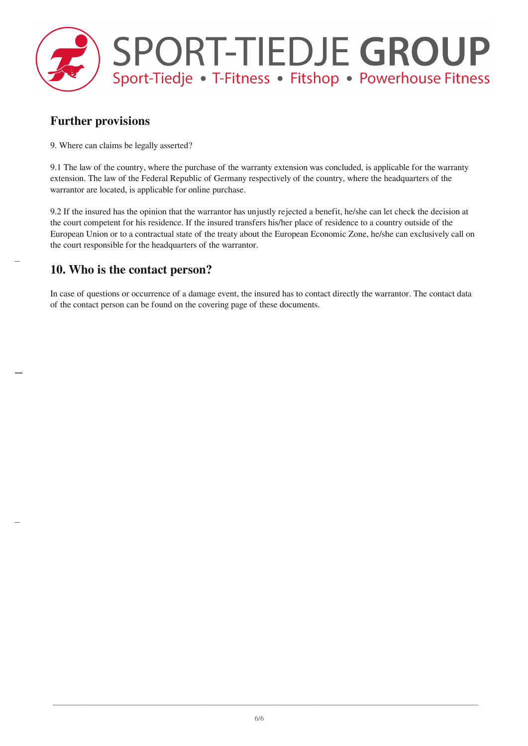## Further provisions

9. Where can claims be legally asserted?

9.1 The law of the country, where the purchase of the warranty extension was concluded, is applicable for the warranty extension. The law of the Federal Republic of Germany respectively of the country, where the headquarters of the warrantor are located, is applicable for online purchase.

9.2 If the insured has the opinion that the warrantor has unjustly rejected a benefit, he/she can let check the decision at the court competent for his residence. If the insured transfers his/her place of residence to a country outside of the European Union or to a contractual state of the treaty about the European Economic Zone, he/she can exclusively call on the court responsible for the headquarters of the warrantor.

## 10. Who is the contact person?

In case of questions or occurrence of a damage event, the insured has to contact directly the warrantor. The contact data of the contact person can be found on the covering page of these documents.